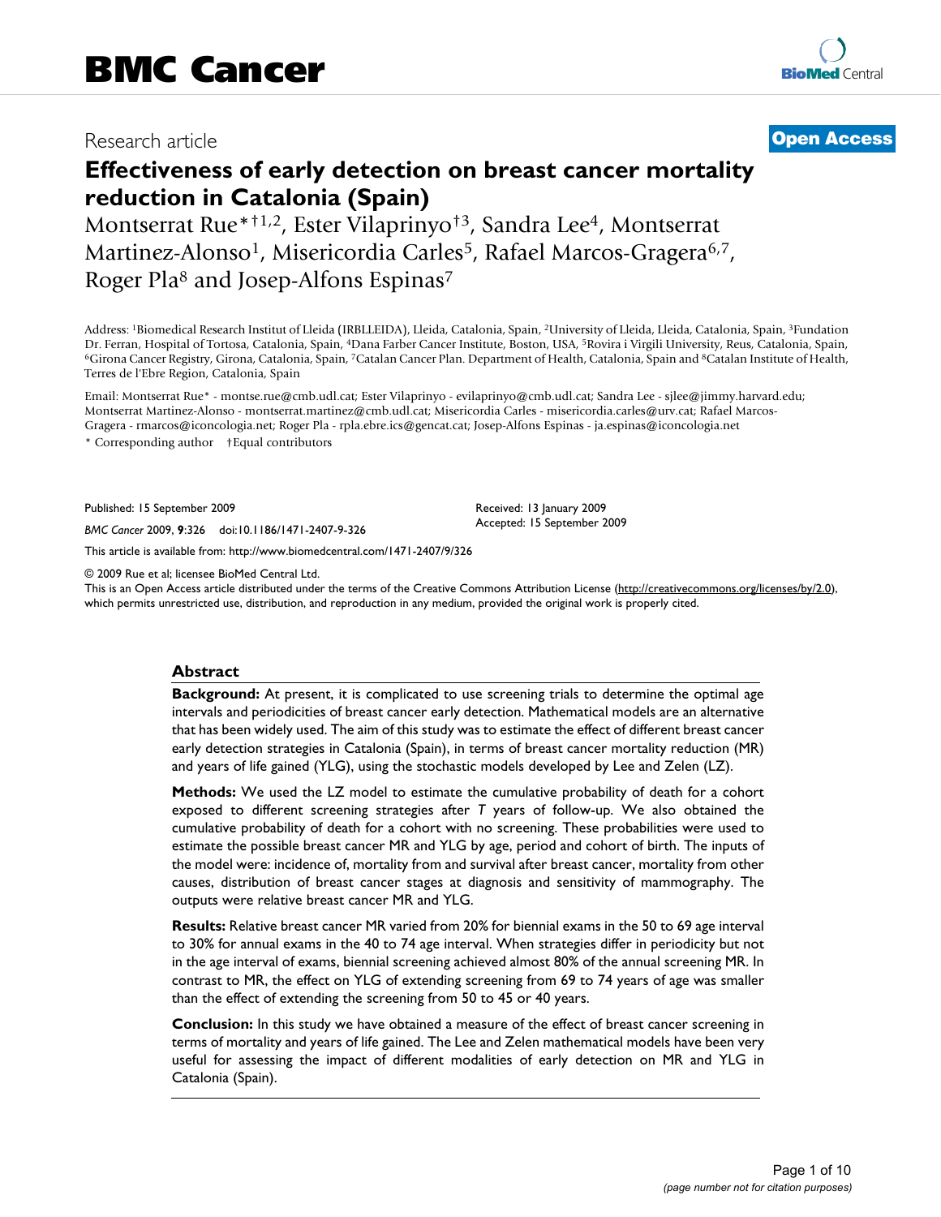Research article

**Open Access**

# Effectiveness of early detection on breast cancer mortality reduction in Catalonia (Spain)

Montserrat Rue*†[1,2], Ester Vilaprinyo†[3], Sandra Lee[4], Montserrat Martinez-Alonso[1], Misericordia Carles[5], Rafael Marcos-Gragera[6,7], Roger Pla[8] and Josep-Alfons Espinas[7]

Address: [1]Biomedical Research Institut of Lleida (IRBLLEIDA), Lleida, Catalonia, Spain, [2]University of Lleida, Lleida, Catalonia, Spain, [3]Fundation Dr. Ferran, Hospital of Tortosa, Catalonia, Spain, [4]Dana Farber Cancer Institute, Boston, USA, [5]Rovira i Virgili University, Reus, Catalonia, Spain, [6]Girona Cancer Registry, Girona, Catalonia, Spain, [7]Catalan Cancer Plan. Department of Health, Catalonia, Spain and [8]Catalan Institute of Health, Terres de l'Ebre Region, Catalonia, Spain

Email: Montserrat Rue* - montse.rue@cmb.udl.cat; Ester Vilaprinyo - evilaprinyo@cmb.udl.cat; Sandra Lee - sjlee@jimmy.harvard.edu; Montserrat Martinez-Alonso - montserrat.martinez@cmb.udl.cat; Misericordia Carles - misericordia.carles@urv.cat; Rafael Marcos-Gragera - rmarcos@iconcologia.net; Roger Pla - rpla.ebre.ics@gencat.cat; Josep-Alfons Espinas - ja.espinas@iconcologia.net

\* Corresponding author    †Equal contributors

Published: 15 September 2009

*BMC Cancer* 2009, **9**:326    doi:10.1186/1471-2407-9-326

Received: 13 January 2009
Accepted: 15 September 2009

This article is available from: http://www.biomedcentral.com/1471-2407/9/326

© 2009 Rue et al; licensee BioMed Central Ltd.
This is an Open Access article distributed under the terms of the Creative Commons Attribution License (http://creativecommons.org/licenses/by/2.0), which permits unrestricted use, distribution, and reproduction in any medium, provided the original work is properly cited.

## Abstract

**Background:** At present, it is complicated to use screening trials to determine the optimal age intervals and periodicities of breast cancer early detection. Mathematical models are an alternative that has been widely used. The aim of this study was to estimate the effect of different breast cancer early detection strategies in Catalonia (Spain), in terms of breast cancer mortality reduction (MR) and years of life gained (YLG), using the stochastic models developed by Lee and Zelen (LZ).

**Methods:** We used the LZ model to estimate the cumulative probability of death for a cohort exposed to different screening strategies after $T$ years of follow-up. We also obtained the cumulative probability of death for a cohort with no screening. These probabilities were used to estimate the possible breast cancer MR and YLG by age, period and cohort of birth. The inputs of the model were: incidence of, mortality from and survival after breast cancer, mortality from other causes, distribution of breast cancer stages at diagnosis and sensitivity of mammography. The outputs were relative breast cancer MR and YLG.

**Results:** Relative breast cancer MR varied from 20% for biennial exams in the 50 to 69 age interval to 30% for annual exams in the 40 to 74 age interval. When strategies differ in periodicity but not in the age interval of exams, biennial screening achieved almost 80% of the annual screening MR. In contrast to MR, the effect on YLG of extending screening from 69 to 74 years of age was smaller than the effect of extending the screening from 50 to 45 or 40 years.

**Conclusion:** In this study we have obtained a measure of the effect of breast cancer screening in terms of mortality and years of life gained. The Lee and Zelen mathematical models have been very useful for assessing the impact of different modalities of early detection on MR and YLG in Catalonia (Spain).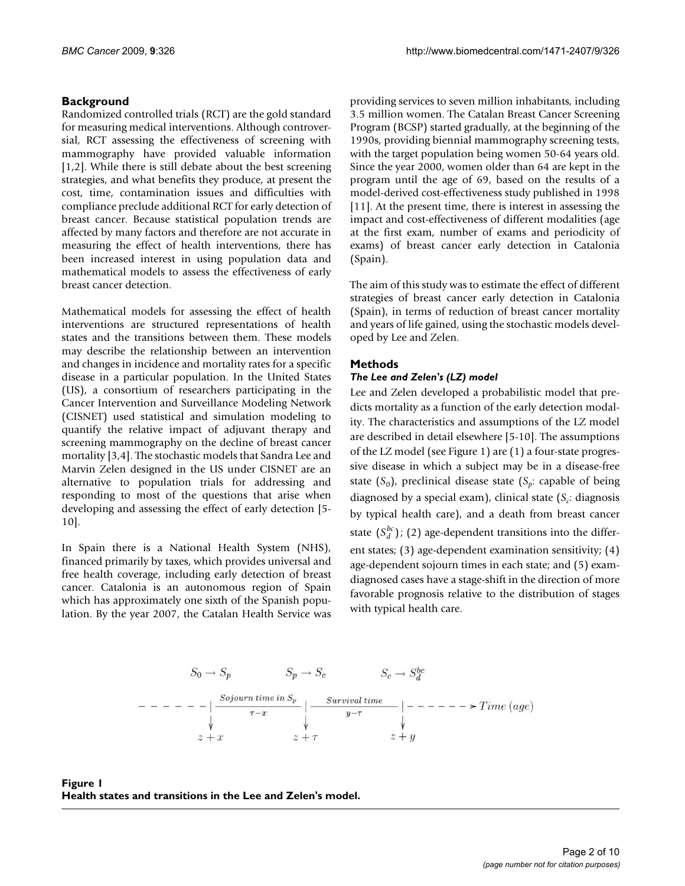## Background

Randomized controlled trials (RCT) are the gold standard for measuring medical interventions. Although controversial, RCT assessing the effectiveness of screening with mammography have provided valuable information [1,2]. While there is still debate about the best screening strategies, and what benefits they produce, at present the cost, time, contamination issues and difficulties with compliance preclude additional RCT for early detection of breast cancer. Because statistical population trends are affected by many factors and therefore are not accurate in measuring the effect of health interventions, there has been increased interest in using population data and mathematical models to assess the effectiveness of early breast cancer detection.

Mathematical models for assessing the effect of health interventions are structured representations of health states and the transitions between them. These models may describe the relationship between an intervention and changes in incidence and mortality rates for a specific disease in a particular population. In the United States (US), a consortium of researchers participating in the Cancer Intervention and Surveillance Modeling Network (CISNET) used statistical and simulation modeling to quantify the relative impact of adjuvant therapy and screening mammography on the decline of breast cancer mortality [3,4]. The stochastic models that Sandra Lee and Marvin Zelen designed in the US under CISNET are an alternative to population trials for addressing and responding to most of the questions that arise when developing and assessing the effect of early detection [5-10].

In Spain there is a National Health System (NHS), financed primarily by taxes, which provides universal and free health coverage, including early detection of breast cancer. Catalonia is an autonomous region of Spain which has approximately one sixth of the Spanish population. By the year 2007, the Catalan Health Service was providing services to seven million inhabitants, including 3.5 million women. The Catalan Breast Cancer Screening Program (BCSP) started gradually, at the beginning of the 1990s, providing biennial mammography screening tests, with the target population being women 50-64 years old. Since the year 2000, women older than 64 are kept in the program until the age of 69, based on the results of a model-derived cost-effectiveness study published in 1998 [11]. At the present time, there is interest in assessing the impact and cost-effectiveness of different modalities (age at the first exam, number of exams and periodicity of exams) of breast cancer early detection in Catalonia (Spain).

The aim of this study was to estimate the effect of different strategies of breast cancer early detection in Catalonia (Spain), in terms of reduction of breast cancer mortality and years of life gained, using the stochastic models developed by Lee and Zelen.

## Methods

### *The Lee and Zelen's (LZ) model*

Lee and Zelen developed a probabilistic model that predicts mortality as a function of the early detection modality. The characteristics and assumptions of the LZ model are described in detail elsewhere [5-10]. The assumptions of the LZ model (see Figure 1) are (1) a four-state progressive disease in which a subject may be in a disease-free state ($S_0$), preclinical disease state ($S_p$: capable of being diagnosed by a special exam), clinical state ($S_c$: diagnosis by typical health care), and a death from breast cancer state ($S_d^{bc}$); (2) age-dependent transitions into the different states; (3) age-dependent examination sensitivity; (4) age-dependent sojourn times in each state; and (5) exam-diagnosed cases have a stage-shift in the direction of more favorable prognosis relative to the distribution of stages with typical health care.

$$
\begin{array}{ccccc}
S_0 \rightarrow S_p & & S_p \rightarrow S_c & & S_c \rightarrow S_d^{bc} \\
- - - - - - | & \xrightarrow{\text{Sojourn time in } S_p}_{\tau - x} & | & \xrightarrow{\text{Survival time}}_{y - \tau} & | - - - - - - \rightarrow Time\ (age) \\
\downarrow & & \downarrow & & \downarrow \\
z + x & & z + \tau & & z + y
\end{array}
$$

**Figure 1**
**Health states and transitions in the Lee and Zelen's model.**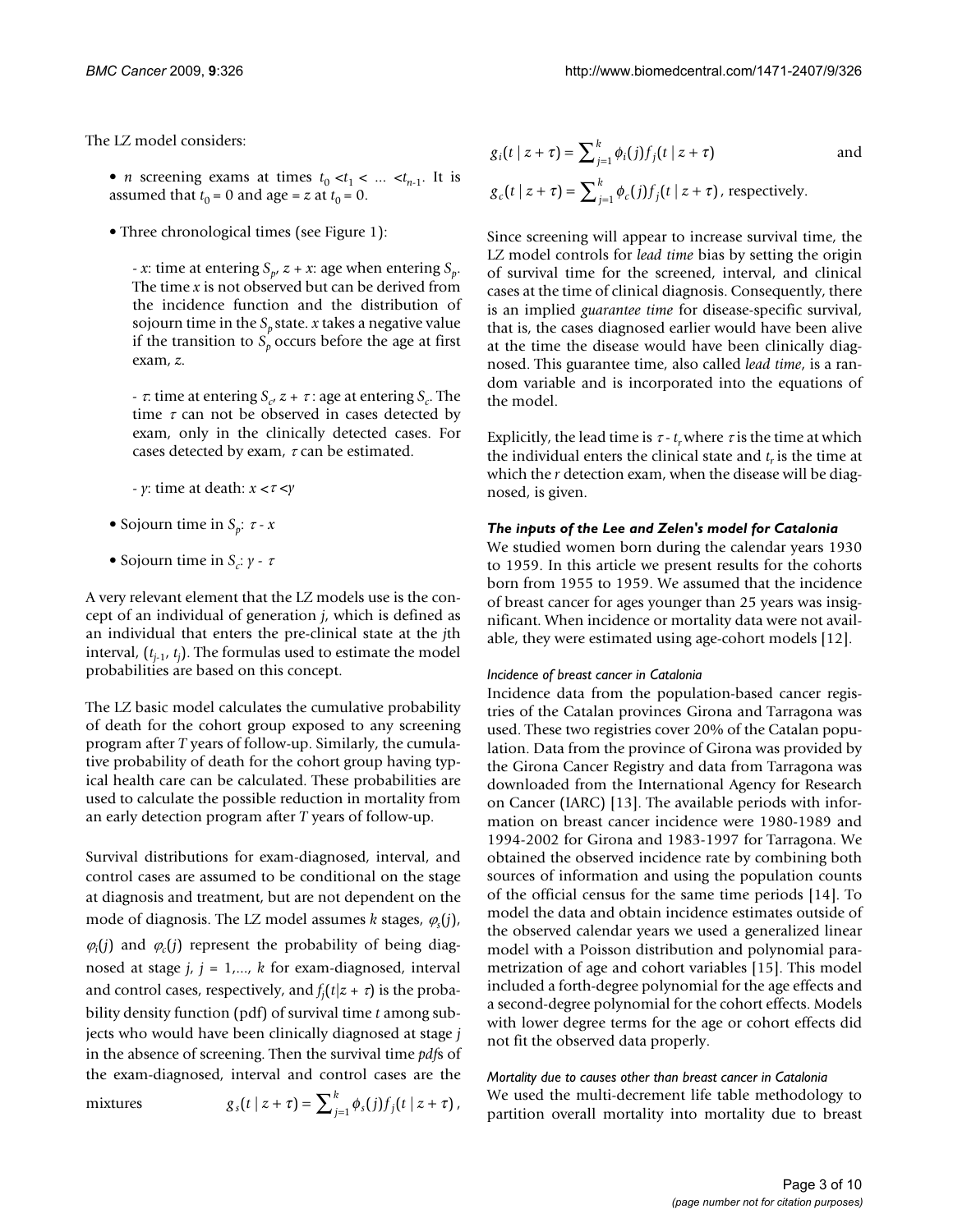The LZ model considers:

- $n$ screening exams at times $t_0 < t_1 < \ldots < t_{n-1}$. It is assumed that $t_0 = 0$ and age = $z$ at $t_0 = 0$.
- Three chronological times (see Figure 1):

  - $x$: time at entering $S_p$, $z + x$: age when entering $S_p$. The time $x$ is not observed but can be derived from the incidence function and the distribution of sojourn time in the $S_p$ state. $x$ takes a negative value if the transition to $S_p$ occurs before the age at first exam, $z$.

  - $\tau$: time at entering $S_c$, $z + \tau$: age at entering $S_c$. The time $\tau$ can not be observed in cases detected by exam, only in the clinically detected cases. For cases detected by exam, $\tau$ can be estimated.

  - $y$: time at death: $x < \tau < y$

- Sojourn time in $S_p$: $\tau - x$
- Sojourn time in $S_c$: $y - \tau$

A very relevant element that the LZ models use is the concept of an individual of generation $j$, which is defined as an individual that enters the pre-clinical state at the $j$th interval, $(t_{j-1}, t_j)$. The formulas used to estimate the model probabilities are based on this concept.

The LZ basic model calculates the cumulative probability of death for the cohort group exposed to any screening program after $T$ years of follow-up. Similarly, the cumulative probability of death for the cohort group having typical health care can be calculated. These probabilities are used to calculate the possible reduction in mortality from an early detection program after $T$ years of follow-up.

Survival distributions for exam-diagnosed, interval, and control cases are assumed to be conditional on the stage at diagnosis and treatment, but are not dependent on the mode of diagnosis. The LZ model assumes $k$ stages, $\varphi_s(j)$, $\varphi_i(j)$ and $\varphi_c(j)$ represent the probability of being diagnosed at stage $j$, $j = 1,..., k$ for exam-diagnosed, interval and control cases, respectively, and $f_j(t|z + \tau)$ is the probability density function (pdf) of survival time $t$ among subjects who would have been clinically diagnosed at stage $j$ in the absence of screening. Then the survival time *pdf*s of the exam-diagnosed, interval and control cases are the mixtures $g_s(t \mid z+\tau) = \sum_{j=1}^{k} \phi_s(j) f_j(t \mid z+\tau)$,

$g_i(t \mid z+\tau) = \sum_{j=1}^{k} \phi_i(j) f_j(t \mid z+\tau)$ and

$g_c(t \mid z+\tau) = \sum_{j=1}^{k} \phi_c(j) f_j(t \mid z+\tau)$, respectively.

Since screening will appear to increase survival time, the LZ model controls for *lead time* bias by setting the origin of survival time for the screened, interval, and clinical cases at the time of clinical diagnosis. Consequently, there is an implied *guarantee time* for disease-specific survival, that is, the cases diagnosed earlier would have been alive at the time the disease would have been clinically diagnosed. This guarantee time, also called *lead time*, is a random variable and is incorporated into the equations of the model.

Explicitly, the lead time is $\tau - t_r$ where $\tau$ is the time at which the individual enters the clinical state and $t_r$ is the time at which the $r$ detection exam, when the disease will be diagnosed, is given.

### *The inputs of the Lee and Zelen's model for Catalonia*

We studied women born during the calendar years 1930 to 1959. In this article we present results for the cohorts born from 1955 to 1959. We assumed that the incidence of breast cancer for ages younger than 25 years was insignificant. When incidence or mortality data were not available, they were estimated using age-cohort models [12].

#### *Incidence of breast cancer in Catalonia*

Incidence data from the population-based cancer registries of the Catalan provinces Girona and Tarragona was used. These two registries cover 20% of the Catalan population. Data from the province of Girona was provided by the Girona Cancer Registry and data from Tarragona was downloaded from the International Agency for Research on Cancer (IARC) [13]. The available periods with information on breast cancer incidence were 1980-1989 and 1994-2002 for Girona and 1983-1997 for Tarragona. We obtained the observed incidence rate by combining both sources of information and using the population counts of the official census for the same time periods [14]. To model the data and obtain incidence estimates outside of the observed calendar years we used a generalized linear model with a Poisson distribution and polynomial parametrization of age and cohort variables [15]. This model included a forth-degree polynomial for the age effects and a second-degree polynomial for the cohort effects. Models with lower degree terms for the age or cohort effects did not fit the observed data properly.

#### *Mortality due to causes other than breast cancer in Catalonia*

We used the multi-decrement life table methodology to partition overall mortality into mortality due to breast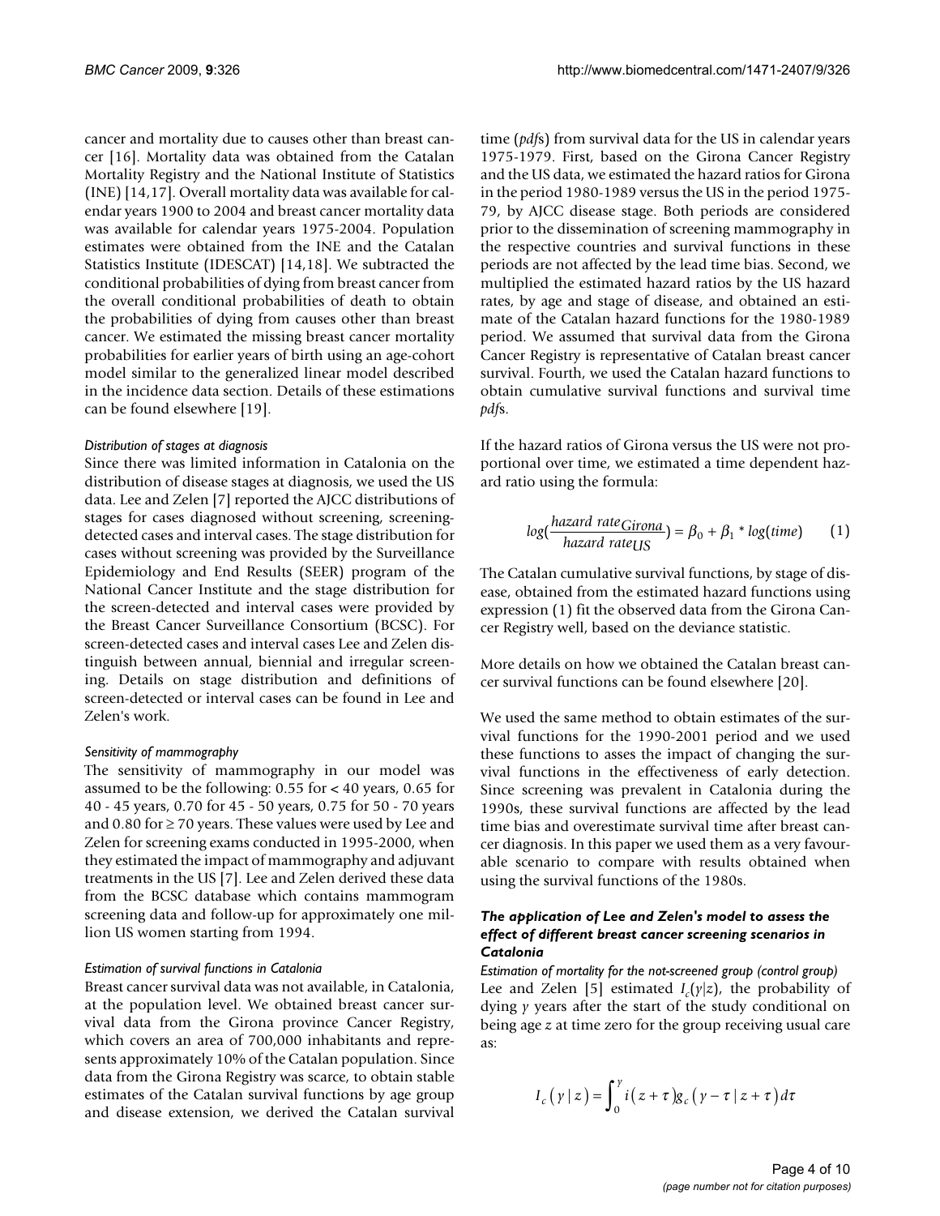cancer and mortality due to causes other than breast cancer [16]. Mortality data was obtained from the Catalan Mortality Registry and the National Institute of Statistics (INE) [14,17]. Overall mortality data was available for calendar years 1900 to 2004 and breast cancer mortality data was available for calendar years 1975-2004. Population estimates were obtained from the INE and the Catalan Statistics Institute (IDESCAT) [14,18]. We subtracted the conditional probabilities of dying from breast cancer from the overall conditional probabilities of death to obtain the probabilities of dying from causes other than breast cancer. We estimated the missing breast cancer mortality probabilities for earlier years of birth using an age-cohort model similar to the generalized linear model described in the incidence data section. Details of these estimations can be found elsewhere [19].

*Distribution of stages at diagnosis*

Since there was limited information in Catalonia on the distribution of disease stages at diagnosis, we used the US data. Lee and Zelen [7] reported the AJCC distributions of stages for cases diagnosed without screening, screening-detected cases and interval cases. The stage distribution for cases without screening was provided by the Surveillance Epidemiology and End Results (SEER) program of the National Cancer Institute and the stage distribution for the screen-detected and interval cases were provided by the Breast Cancer Surveillance Consortium (BCSC). For screen-detected cases and interval cases Lee and Zelen distinguish between annual, biennial and irregular screening. Details on stage distribution and definitions of screen-detected or interval cases can be found in Lee and Zelen's work.

*Sensitivity of mammography*

The sensitivity of mammography in our model was assumed to be the following: 0.55 for < 40 years, 0.65 for 40 - 45 years, 0.70 for 45 - 50 years, 0.75 for 50 - 70 years and 0.80 for ≥ 70 years. These values were used by Lee and Zelen for screening exams conducted in 1995-2000, when they estimated the impact of mammography and adjuvant treatments in the US [7]. Lee and Zelen derived these data from the BCSC database which contains mammogram screening data and follow-up for approximately one million US women starting from 1994.

*Estimation of survival functions in Catalonia*

Breast cancer survival data was not available, in Catalonia, at the population level. We obtained breast cancer survival data from the Girona province Cancer Registry, which covers an area of 700,000 inhabitants and represents approximately 10% of the Catalan population. Since data from the Girona Registry was scarce, to obtain stable estimates of the Catalan survival functions by age group and disease extension, we derived the Catalan survival time (*pdf*s) from survival data for the US in calendar years 1975-1979. First, based on the Girona Cancer Registry and the US data, we estimated the hazard ratios for Girona in the period 1980-1989 versus the US in the period 1975-79, by AJCC disease stage. Both periods are considered prior to the dissemination of screening mammography in the respective countries and survival functions in these periods are not affected by the lead time bias. Second, we multiplied the estimated hazard ratios by the US hazard rates, by age and stage of disease, and obtained an estimate of the Catalan hazard functions for the 1980-1989 period. We assumed that survival data from the Girona Cancer Registry is representative of Catalan breast cancer survival. Fourth, we used the Catalan hazard functions to obtain cumulative survival functions and survival time *pdf*s.

If the hazard ratios of Girona versus the US were not proportional over time, we estimated a time dependent hazard ratio using the formula:

$$log\left(\frac{hazard\ rate_{Girona}}{hazard\ rate_{US}}\right) = \beta_0 + \beta_1 * log(time) \qquad (1)$$

The Catalan cumulative survival functions, by stage of disease, obtained from the estimated hazard functions using expression (1) fit the observed data from the Girona Cancer Registry well, based on the deviance statistic.

More details on how we obtained the Catalan breast cancer survival functions can be found elsewhere [20].

We used the same method to obtain estimates of the survival functions for the 1990-2001 period and we used these functions to asses the impact of changing the survival functions in the effectiveness of early detection. Since screening was prevalent in Catalonia during the 1990s, these survival functions are affected by the lead time bias and overestimate survival time after breast cancer diagnosis. In this paper we used them as a very favourable scenario to compare with results obtained when using the survival functions of the 1980s.

### *The application of Lee and Zelen's model to assess the effect of different breast cancer screening scenarios in Catalonia*

*Estimation of mortality for the not-screened group (control group)*

Lee and Zelen [5] estimated $I_c(y|z)$, the probability of dying $y$ years after the start of the study conditional on being age $z$ at time zero for the group receiving usual care as:

$$I_c(y \mid z) = \int_0^y i(z+\tau) g_c(y-\tau \mid z+\tau) d\tau$$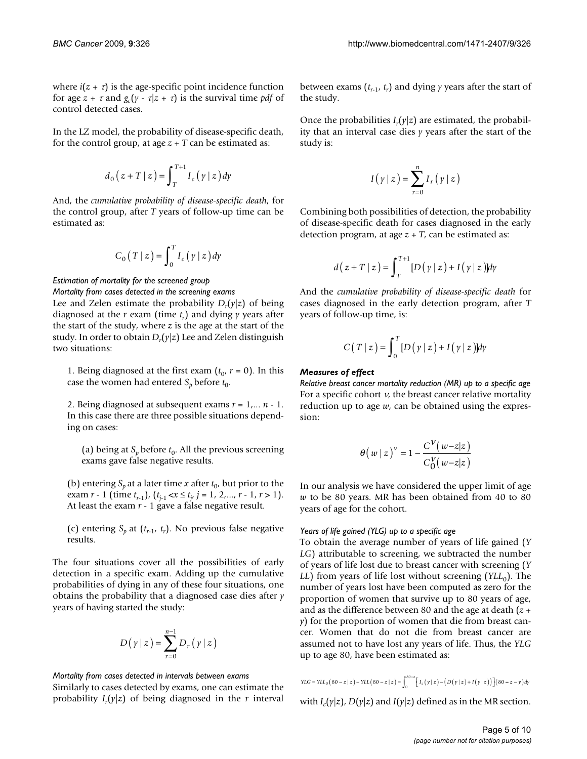where $i(z + \tau)$ is the age-specific point incidence function for age $z + \tau$ and $g_c(y - \tau|z + \tau)$ is the survival time *pdf* of control detected cases.

In the LZ model, the probability of disease-specific death, for the control group, at age $z + T$ can be estimated as:

$$d_0(z+T \mid z) = \int_T^{T+1} I_c(y \mid z)\, dy$$

And, the *cumulative probability of disease-specific death*, for the control group, after $T$ years of follow-up time can be estimated as:

$$C_0(T \mid z) = \int_0^T I_c(y \mid z)\, dy$$

#### *Estimation of mortality for the screened group*

*Mortality from cases detected in the screening exams*

Lee and Zelen estimate the probability $D_r(y|z)$ of being diagnosed at the $r$ exam (time $t_r$) and dying $y$ years after the start of the study, where $z$ is the age at the start of the study. In order to obtain $D_r(y|z)$ Lee and Zelen distinguish two situations:

1. Being diagnosed at the first exam ($t_0$, $r = 0$). In this case the women had entered $S_p$ before $t_0$.

2. Being diagnosed at subsequent exams $r = 1,... n - 1$. In this case there are three possible situations depending on cases:

   (a) being at $S_p$ before $t_0$. All the previous screening exams gave false negative results.

   (b) entering $S_p$ at a later time $x$ after $t_0$, but prior to the exam $r - 1$ (time $t_{r-1}$), ($t_{j-1} < x \le t_j$, $j = 1, 2,..., r - 1$, $r > 1$). At least the exam $r - 1$ gave a false negative result.

   (c) entering $S_p$ at ($t_{r-1}$, $t_r$). No previous false negative results.

The four situations cover all the possibilities of early detection in a specific exam. Adding up the cumulative probabilities of dying in any of these four situations, one obtains the probability that a diagnosed case dies after $y$ years of having started the study:

$$D(y \mid z) = \sum_{r=0}^{n-1} D_r(y \mid z)$$

*Mortality from cases detected in intervals between exams*

Similarly to cases detected by exams, one can estimate the probability $I_r(y|z)$ of being diagnosed in the $r$ interval between exams ($t_{r-1}$, $t_r$) and dying $y$ years after the start of the study.

Once the probabilities $I_r(y|z)$ are estimated, the probability that an interval case dies $y$ years after the start of the study is:

$$I(y \mid z) = \sum_{r=0}^{n} I_r(y \mid z)$$

Combining both possibilities of detection, the probability of disease-specific death for cases diagnosed in the early detection program, at age $z + T$, can be estimated as:

$$d(z+T \mid z) = \int_T^{T+1} [D(y \mid z) + I(y \mid z)] dy$$

And the *cumulative probability of disease-specific death* for cases diagnosed in the early detection program, after $T$ years of follow-up time, is:

$$C(T \mid z) = \int_0^T [D(y \mid z) + I(y \mid z)] dy$$

### *Measures of effect*

*Relative breast cancer mortality reduction (MR) up to a specific age*

For a specific cohort $v$, the breast cancer relative mortality reduction up to age $w$, can be obtained using the expression:

$$\theta(w \mid z)^{v} = 1 - \frac{C^{v}(w-z|z)}{C_0^{v}(w-z|z)}$$

In our analysis we have considered the upper limit of age $w$ to be 80 years. MR has been obtained from 40 to 80 years of age for the cohort.

*Years of life gained (YLG) up to a specific age*

To obtain the average number of years of life gained ($YLG$) attributable to screening, we subtracted the number of years of life lost due to breast cancer with screening ($YLL$) from years of life lost without screening ($YLL_0$). The number of years lost have been computed as zero for the proportion of women that survive up to 80 years of age, and as the difference between 80 and the age at death ($z + y$) for the proportion of women that die from breast cancer. Women that do not die from breast cancer are assumed not to have lost any years of life. Thus, the $YLG$ up to age 80, have been estimated as:

$$YLG = YLL_0(80 - z \mid z) - YLL(80 - z \mid z) = \int_0^{80-z} \left[ I_c(y \mid z) - \left( D(y \mid z) + I(y \mid z) \right) \right] (80 - z - y)\, dy$$

with $I_c(y|z)$, $D(y|z)$ and $I(y|z)$ defined as in the MR section.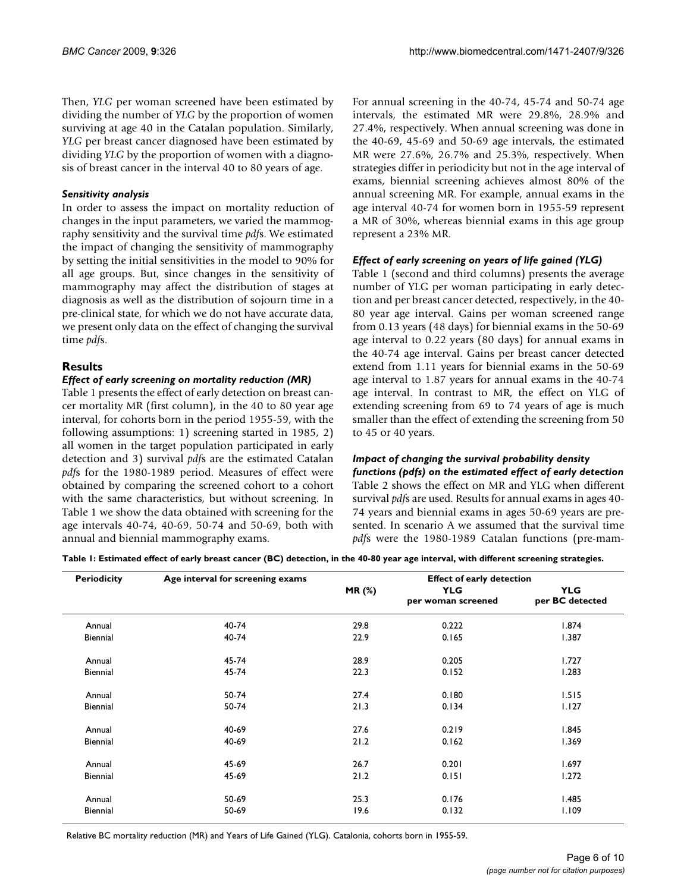Then, *YLG* per woman screened have been estimated by dividing the number of *YLG* by the proportion of women surviving at age 40 in the Catalan population. Similarly, *YLG* per breast cancer diagnosed have been estimated by dividing *YLG* by the proportion of women with a diagnosis of breast cancer in the interval 40 to 80 years of age.

#### *Sensitivity analysis*

In order to assess the impact on mortality reduction of changes in the input parameters, we varied the mammography sensitivity and the survival time *pdf*s. We estimated the impact of changing the sensitivity of mammography by setting the initial sensitivities in the model to 90% for all age groups. But, since changes in the sensitivity of mammography may affect the distribution of stages at diagnosis as well as the distribution of sojourn time in a pre-clinical state, for which we do not have accurate data, we present only data on the effect of changing the survival time *pdf*s.

## Results

#### *Effect of early screening on mortality reduction (MR)*

Table 1 presents the effect of early detection on breast cancer mortality MR (first column), in the 40 to 80 year age interval, for cohorts born in the period 1955-59, with the following assumptions: 1) screening started in 1985, 2) all women in the target population participated in early detection and 3) survival *pdf*s are the estimated Catalan *pdf*s for the 1980-1989 period. Measures of effect were obtained by comparing the screened cohort to a cohort with the same characteristics, but without screening. In Table 1 we show the data obtained with screening for the age intervals 40-74, 40-69, 50-74 and 50-69, both with annual and biennial mammography exams.

For annual screening in the 40-74, 45-74 and 50-74 age intervals, the estimated MR were 29.8%, 28.9% and 27.4%, respectively. When annual screening was done in the 40-69, 45-69 and 50-69 age intervals, the estimated MR were 27.6%, 26.7% and 25.3%, respectively. When strategies differ in periodicity but not in the age interval of exams, biennial screening achieves almost 80% of the annual screening MR. For example, annual exams in the age interval 40-74 for women born in 1955-59 represent a MR of 30%, whereas biennial exams in this age group represent a 23% MR.

#### *Effect of early screening on years of life gained (YLG)*

Table 1 (second and third columns) presents the average number of YLG per woman participating in early detection and per breast cancer detected, respectively, in the 40-80 year age interval. Gains per woman screened range from 0.13 years (48 days) for biennial exams in the 50-69 age interval to 0.22 years (80 days) for annual exams in the 40-74 age interval. Gains per breast cancer detected extend from 1.11 years for biennial exams in the 50-69 age interval to 1.87 years for annual exams in the 40-74 age interval. In contrast to MR, the effect on YLG of extending screening from 69 to 74 years of age is much smaller than the effect of extending the screening from 50 to 45 or 40 years.

#### *Impact of changing the survival probability density functions (pdfs) on the estimated effect of early detection*

Table 2 shows the effect on MR and YLG when different survival *pdf*s are used. Results for annual exams in ages 40-74 years and biennial exams in ages 50-69 years are presented. In scenario A we assumed that the survival time *pdf*s were the 1980-1989 Catalan functions (pre-mam-

**Table 1: Estimated effect of early breast cancer (BC) detection, in the 40-80 year age interval, with different screening strategies.**

| Periodicity | Age interval for screening exams | Effect of early detection | | |
|---|---|---|---|---|
| | | MR (%) | YLG per woman screened | YLG per BC detected |
| Annual | 40-74 | 29.8 | 0.222 | 1.874 |
| Biennial | 40-74 | 22.9 | 0.165 | 1.387 |
| Annual | 45-74 | 28.9 | 0.205 | 1.727 |
| Biennial | 45-74 | 22.3 | 0.152 | 1.283 |
| Annual | 50-74 | 27.4 | 0.180 | 1.515 |
| Biennial | 50-74 | 21.3 | 0.134 | 1.127 |
| Annual | 40-69 | 27.6 | 0.219 | 1.845 |
| Biennial | 40-69 | 21.2 | 0.162 | 1.369 |
| Annual | 45-69 | 26.7 | 0.201 | 1.697 |
| Biennial | 45-69 | 21.2 | 0.151 | 1.272 |
| Annual | 50-69 | 25.3 | 0.176 | 1.485 |
| Biennial | 50-69 | 19.6 | 0.132 | 1.109 |

Relative BC mortality reduction (MR) and Years of Life Gained (YLG). Catalonia, cohorts born in 1955-59.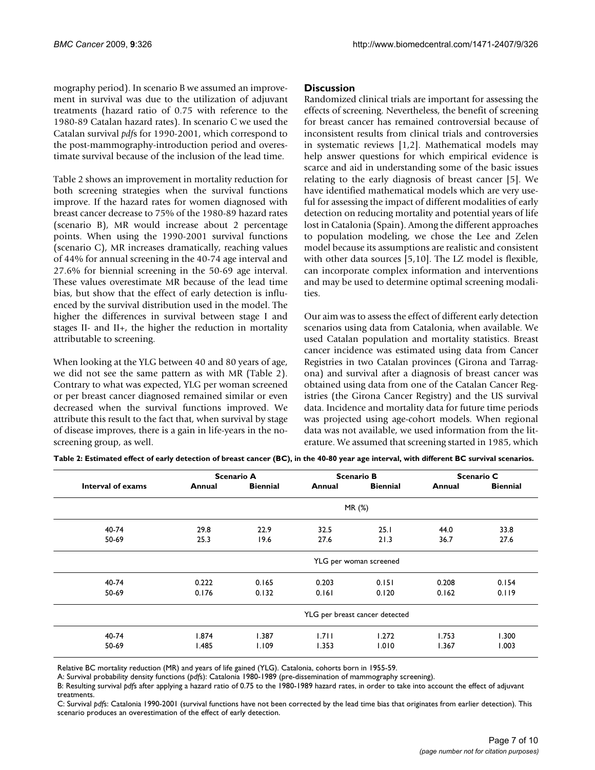mography period). In scenario B we assumed an improvement in survival was due to the utilization of adjuvant treatments (hazard ratio of 0.75 with reference to the 1980-89 Catalan hazard rates). In scenario C we used the Catalan survival *pdf*s for 1990-2001, which correspond to the post-mammography-introduction period and overestimate survival because of the inclusion of the lead time.

Table 2 shows an improvement in mortality reduction for both screening strategies when the survival functions improve. If the hazard rates for women diagnosed with breast cancer decrease to 75% of the 1980-89 hazard rates (scenario B), MR would increase about 2 percentage points. When using the 1990-2001 survival functions (scenario C), MR increases dramatically, reaching values of 44% for annual screening in the 40-74 age interval and 27.6% for biennial screening in the 50-69 age interval. These values overestimate MR because of the lead time bias, but show that the effect of early detection is influenced by the survival distribution used in the model. The higher the differences in survival between stage I and stages II- and II+, the higher the reduction in mortality attributable to screening.

When looking at the YLG between 40 and 80 years of age, we did not see the same pattern as with MR (Table 2). Contrary to what was expected, YLG per woman screened or per breast cancer diagnosed remained similar or even decreased when the survival functions improved. We attribute this result to the fact that, when survival by stage of disease improves, there is a gain in life-years in the no-screening group, as well.

## Discussion

Randomized clinical trials are important for assessing the effects of screening. Nevertheless, the benefit of screening for breast cancer has remained controversial because of inconsistent results from clinical trials and controversies in systematic reviews [1,2]. Mathematical models may help answer questions for which empirical evidence is scarce and aid in understanding some of the basic issues relating to the early diagnosis of breast cancer [5]. We have identified mathematical models which are very useful for assessing the impact of different modalities of early detection on reducing mortality and potential years of life lost in Catalonia (Spain). Among the different approaches to population modeling, we chose the Lee and Zelen model because its assumptions are realistic and consistent with other data sources [5,10]. The LZ model is flexible, can incorporate complex information and interventions and may be used to determine optimal screening modalities.

Our aim was to assess the effect of different early detection scenarios using data from Catalonia, when available. We used Catalan population and mortality statistics. Breast cancer incidence was estimated using data from Cancer Registries in two Catalan provinces (Girona and Tarragona) and survival after a diagnosis of breast cancer was obtained using data from one of the Catalan Cancer Registries (the Girona Cancer Registry) and the US survival data. Incidence and mortality data for future time periods was projected using age-cohort models. When regional data was not available, we used information from the literature. We assumed that screening started in 1985, which

**Table 2: Estimated effect of early detection of breast cancer (BC), in the 40-80 year age interval, with different BC survival scenarios.**

| Interval of exams | Scenario A | | Scenario B | | Scenario C | |
|---|---|---|---|---|---|---|
| | Annual | Biennial | Annual | Biennial | Annual | Biennial |
| | MR (%) | | | | | |
| 40-74 | 29.8 | 22.9 | 32.5 | 25.1 | 44.0 | 33.8 |
| 50-69 | 25.3 | 19.6 | 27.6 | 21.3 | 36.7 | 27.6 |
| | YLG per woman screened | | | | | |
| 40-74 | 0.222 | 0.165 | 0.203 | 0.151 | 0.208 | 0.154 |
| 50-69 | 0.176 | 0.132 | 0.161 | 0.120 | 0.162 | 0.119 |
| | YLG per breast cancer detected | | | | | |
| 40-74 | 1.874 | 1.387 | 1.711 | 1.272 | 1.753 | 1.300 |
| 50-69 | 1.485 | 1.109 | 1.353 | 1.010 | 1.367 | 1.003 |

Relative BC mortality reduction (MR) and years of life gained (YLG). Catalonia, cohorts born in 1955-59.

A: Survival probability density functions (*pdfs*): Catalonia 1980-1989 (pre-dissemination of mammography screening).

B: Resulting survival *pdfs* after applying a hazard ratio of 0.75 to the 1980-1989 hazard rates, in order to take into account the effect of adjuvant treatments.

C: Survival *pdfs*: Catalonia 1990-2001 (survival functions have not been corrected by the lead time bias that originates from earlier detection). This scenario produces an overestimation of the effect of early detection.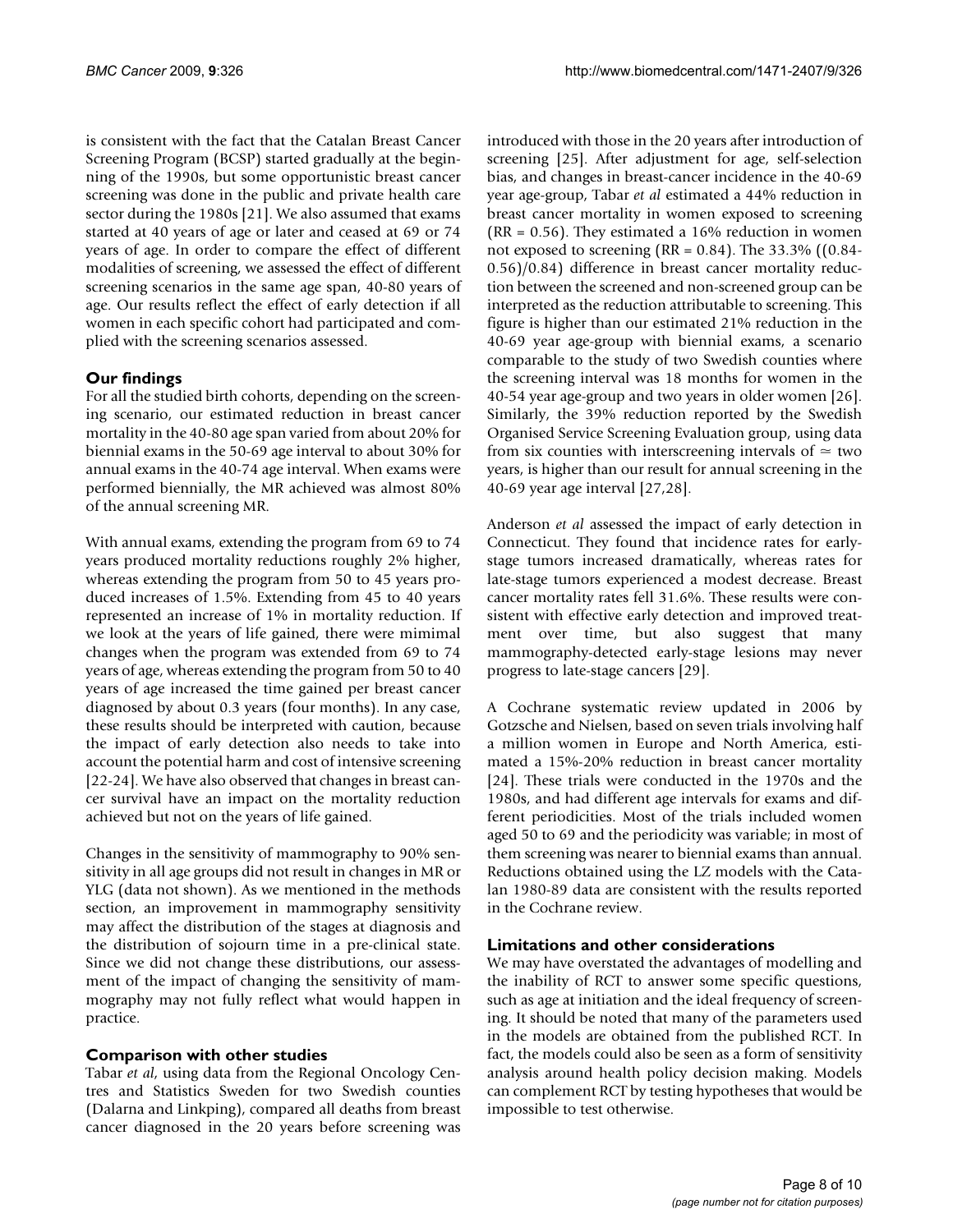is consistent with the fact that the Catalan Breast Cancer Screening Program (BCSP) started gradually at the beginning of the 1990s, but some opportunistic breast cancer screening was done in the public and private health care sector during the 1980s [21]. We also assumed that exams started at 40 years of age or later and ceased at 69 or 74 years of age. In order to compare the effect of different modalities of screening, we assessed the effect of different screening scenarios in the same age span, 40-80 years of age. Our results reflect the effect of early detection if all women in each specific cohort had participated and complied with the screening scenarios assessed.

## Our findings

For all the studied birth cohorts, depending on the screening scenario, our estimated reduction in breast cancer mortality in the 40-80 age span varied from about 20% for biennial exams in the 50-69 age interval to about 30% for annual exams in the 40-74 age interval. When exams were performed biennially, the MR achieved was almost 80% of the annual screening MR.

With annual exams, extending the program from 69 to 74 years produced mortality reductions roughly 2% higher, whereas extending the program from 50 to 45 years produced increases of 1.5%. Extending from 45 to 40 years represented an increase of 1% in mortality reduction. If we look at the years of life gained, there were mimimal changes when the program was extended from 69 to 74 years of age, whereas extending the program from 50 to 40 years of age increased the time gained per breast cancer diagnosed by about 0.3 years (four months). In any case, these results should be interpreted with caution, because the impact of early detection also needs to take into account the potential harm and cost of intensive screening [22-24]. We have also observed that changes in breast cancer survival have an impact on the mortality reduction achieved but not on the years of life gained.

Changes in the sensitivity of mammography to 90% sensitivity in all age groups did not result in changes in MR or YLG (data not shown). As we mentioned in the methods section, an improvement in mammography sensitivity may affect the distribution of the stages at diagnosis and the distribution of sojourn time in a pre-clinical state. Since we did not change these distributions, our assessment of the impact of changing the sensitivity of mammography may not fully reflect what would happen in practice.

## Comparison with other studies

Tabar *et al*, using data from the Regional Oncology Centres and Statistics Sweden for two Swedish counties (Dalarna and Linkping), compared all deaths from breast cancer diagnosed in the 20 years before screening was introduced with those in the 20 years after introduction of screening [25]. After adjustment for age, self-selection bias, and changes in breast-cancer incidence in the 40-69 year age-group, Tabar *et al* estimated a 44% reduction in breast cancer mortality in women exposed to screening (RR = 0.56). They estimated a 16% reduction in women not exposed to screening (RR = 0.84). The 33.3% ((0.84-0.56)/0.84) difference in breast cancer mortality reduction between the screened and non-screened group can be interpreted as the reduction attributable to screening. This figure is higher than our estimated 21% reduction in the 40-69 year age-group with biennial exams, a scenario comparable to the study of two Swedish counties where the screening interval was 18 months for women in the 40-54 year age-group and two years in older women [26]. Similarly, the 39% reduction reported by the Swedish Organised Service Screening Evaluation group, using data from six counties with interscreening intervals of $\simeq$ two years, is higher than our result for annual screening in the 40-69 year age interval [27,28].

Anderson *et al* assessed the impact of early detection in Connecticut. They found that incidence rates for early-stage tumors increased dramatically, whereas rates for late-stage tumors experienced a modest decrease. Breast cancer mortality rates fell 31.6%. These results were consistent with effective early detection and improved treatment over time, but also suggest that many mammography-detected early-stage lesions may never progress to late-stage cancers [29].

A Cochrane systematic review updated in 2006 by Gotzsche and Nielsen, based on seven trials involving half a million women in Europe and North America, estimated a 15%-20% reduction in breast cancer mortality [24]. These trials were conducted in the 1970s and the 1980s, and had different age intervals for exams and different periodicities. Most of the trials included women aged 50 to 69 and the periodicity was variable; in most of them screening was nearer to biennial exams than annual. Reductions obtained using the LZ models with the Catalan 1980-89 data are consistent with the results reported in the Cochrane review.

## Limitations and other considerations

We may have overstated the advantages of modelling and the inability of RCT to answer some specific questions, such as age at initiation and the ideal frequency of screening. It should be noted that many of the parameters used in the models are obtained from the published RCT. In fact, the models could also be seen as a form of sensitivity analysis around health policy decision making. Models can complement RCT by testing hypotheses that would be impossible to test otherwise.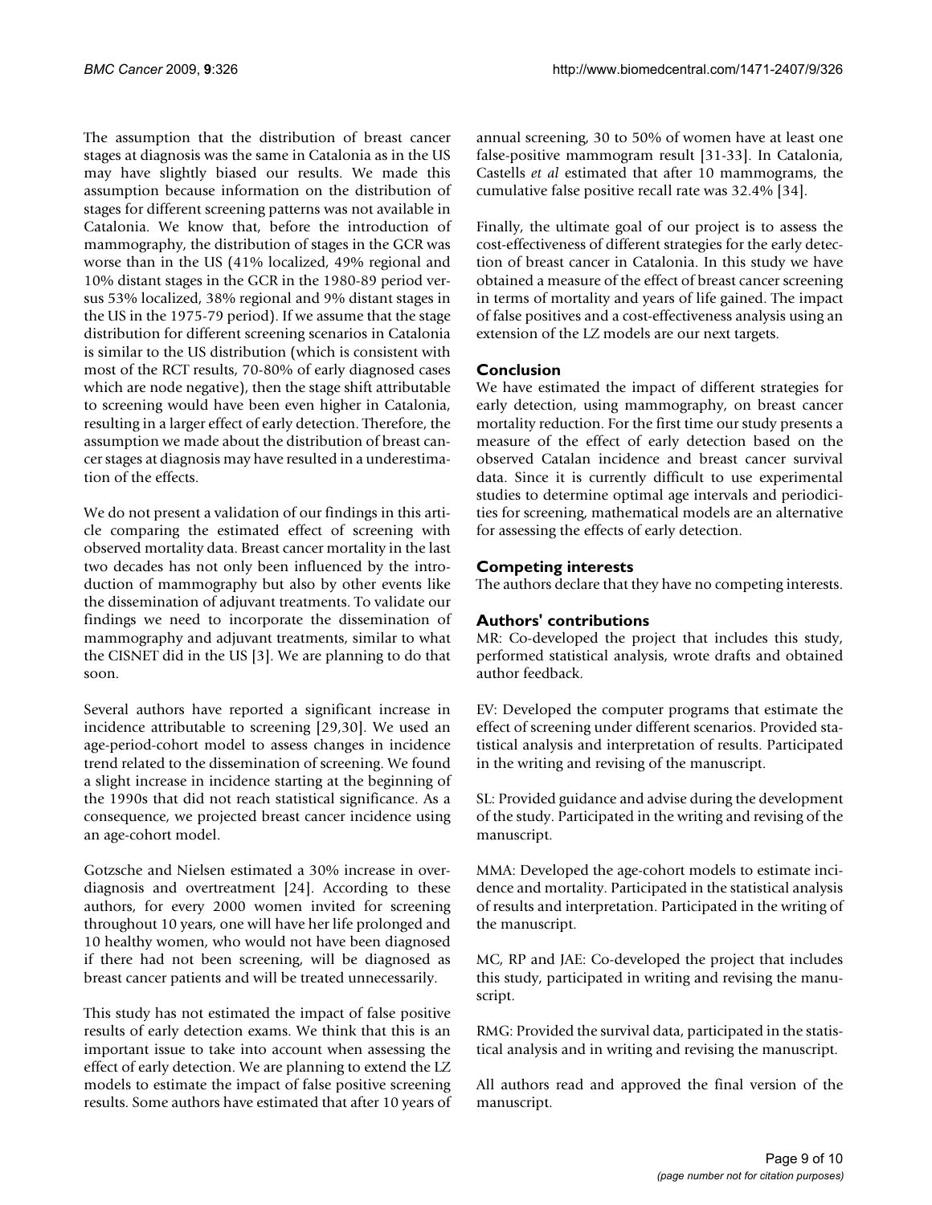The assumption that the distribution of breast cancer stages at diagnosis was the same in Catalonia as in the US may have slightly biased our results. We made this assumption because information on the distribution of stages for different screening patterns was not available in Catalonia. We know that, before the introduction of mammography, the distribution of stages in the GCR was worse than in the US (41% localized, 49% regional and 10% distant stages in the GCR in the 1980-89 period versus 53% localized, 38% regional and 9% distant stages in the US in the 1975-79 period). If we assume that the stage distribution for different screening scenarios in Catalonia is similar to the US distribution (which is consistent with most of the RCT results, 70-80% of early diagnosed cases which are node negative), then the stage shift attributable to screening would have been even higher in Catalonia, resulting in a larger effect of early detection. Therefore, the assumption we made about the distribution of breast cancer stages at diagnosis may have resulted in a underestimation of the effects.

We do not present a validation of our findings in this article comparing the estimated effect of screening with observed mortality data. Breast cancer mortality in the last two decades has not only been influenced by the introduction of mammography but also by other events like the dissemination of adjuvant treatments. To validate our findings we need to incorporate the dissemination of mammography and adjuvant treatments, similar to what the CISNET did in the US [3]. We are planning to do that soon.

Several authors have reported a significant increase in incidence attributable to screening [29,30]. We used an age-period-cohort model to assess changes in incidence trend related to the dissemination of screening. We found a slight increase in incidence starting at the beginning of the 1990s that did not reach statistical significance. As a consequence, we projected breast cancer incidence using an age-cohort model.

Gotzsche and Nielsen estimated a 30% increase in overdiagnosis and overtreatment [24]. According to these authors, for every 2000 women invited for screening throughout 10 years, one will have her life prolonged and 10 healthy women, who would not have been diagnosed if there had not been screening, will be diagnosed as breast cancer patients and will be treated unnecessarily.

This study has not estimated the impact of false positive results of early detection exams. We think that this is an important issue to take into account when assessing the effect of early detection. We are planning to extend the LZ models to estimate the impact of false positive screening results. Some authors have estimated that after 10 years of annual screening, 30 to 50% of women have at least one false-positive mammogram result [31-33]. In Catalonia, Castells *et al* estimated that after 10 mammograms, the cumulative false positive recall rate was 32.4% [34].

Finally, the ultimate goal of our project is to assess the cost-effectiveness of different strategies for the early detection of breast cancer in Catalonia. In this study we have obtained a measure of the effect of breast cancer screening in terms of mortality and years of life gained. The impact of false positives and a cost-effectiveness analysis using an extension of the LZ models are our next targets.

## Conclusion

We have estimated the impact of different strategies for early detection, using mammography, on breast cancer mortality reduction. For the first time our study presents a measure of the effect of early detection based on the observed Catalan incidence and breast cancer survival data. Since it is currently difficult to use experimental studies to determine optimal age intervals and periodicities for screening, mathematical models are an alternative for assessing the effects of early detection.

## Competing interests

The authors declare that they have no competing interests.

## Authors' contributions

MR: Co-developed the project that includes this study, performed statistical analysis, wrote drafts and obtained author feedback.

EV: Developed the computer programs that estimate the effect of screening under different scenarios. Provided statistical analysis and interpretation of results. Participated in the writing and revising of the manuscript.

SL: Provided guidance and advise during the development of the study. Participated in the writing and revising of the manuscript.

MMA: Developed the age-cohort models to estimate incidence and mortality. Participated in the statistical analysis of results and interpretation. Participated in the writing of the manuscript.

MC, RP and JAE: Co-developed the project that includes this study, participated in writing and revising the manuscript.

RMG: Provided the survival data, participated in the statistical analysis and in writing and revising the manuscript.

All authors read and approved the final version of the manuscript.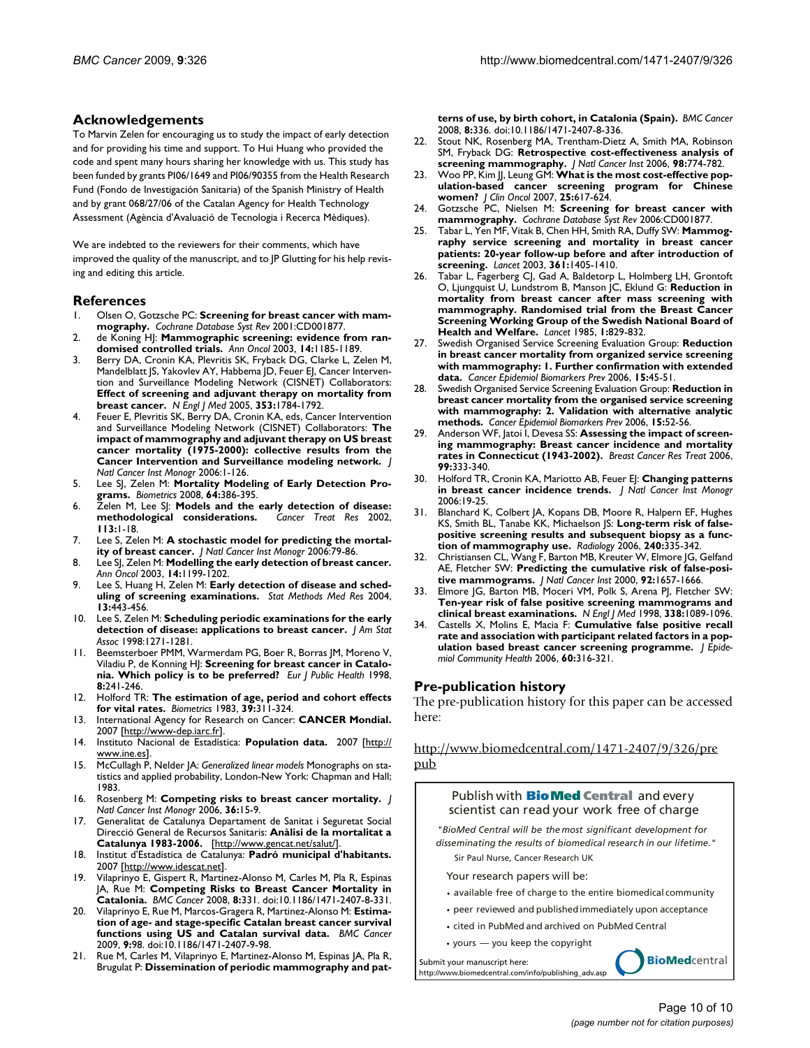## Acknowledgements

To Marvin Zelen for encouraging us to study the impact of early detection and for providing his time and support. To Hui Huang who provided the code and spent many hours sharing her knowledge with us. This study has been funded by grants PI06/1649 and PI06/90355 from the Health Research Fund (Fondo de Investigación Sanitaria) of the Spanish Ministry of Health and by grant 068/27/06 of the Catalan Agency for Health Technology Assessment (Agència d'Avaluació de Tecnologia i Recerca Mèdiques).

We are indebted to the reviewers for their comments, which have improved the quality of the manuscript, and to JP Glutting for his help revising and editing this article.

## References

1. Olsen O, Gotzsche PC: **Screening for breast cancer with mammography.** *Cochrane Database Syst Rev* 2001:CD001877.
2. de Koning HJ: **Mammographic screening: evidence from randomised controlled trials.** *Ann Oncol* 2003, **14:**1185-1189.
3. Berry DA, Cronin KA, Plevritis SK, Fryback DG, Clarke L, Zelen M, Mandelblatt JS, Yakovlev AY, Habbema JD, Feuer EJ, Cancer Intervention and Surveillance Modeling Network (CISNET) Collaborators: **Effect of screening and adjuvant therapy on mortality from breast cancer.** *N Engl J Med* 2005, **353:**1784-1792.
4. Feuer E, Plevritis SK, Berry DA, Cronin KA, eds, Cancer Intervention and Surveillance Modeling Network (CISNET) Collaborators: **The impact of mammography and adjuvant therapy on US breast cancer mortality (1975-2000): collective results from the Cancer Intervention and Surveillance modeling network.** *J Natl Cancer Inst Monogr* 2006:1-126.
5. Lee SJ, Zelen M: **Mortality Modeling of Early Detection Programs.** *Biometrics* 2008, **64:**386-395.
6. Zelen M, Lee SJ: **Models and the early detection of disease: methodological considerations.** *Cancer Treat Res* 2002, **113:**1-18.
7. Lee S, Zelen M: **A stochastic model for predicting the mortality of breast cancer.** *J Natl Cancer Inst Monogr* 2006:79-86.
8. Lee SJ, Zelen M: **Modelling the early detection of breast cancer.** *Ann Oncol* 2003, **14:**1199-1202.
9. Lee S, Huang H, Zelen M: **Early detection of disease and scheduling of screening examinations.** *Stat Methods Med Res* 2004, **13:**443-456.
10. Lee S, Zelen M: **Scheduling periodic examinations for the early detection of disease: applications to breast cancer.** *J Am Stat Assoc* 1998:1271-1281.
11. Beemsterboer PMM, Warmerdam PG, Boer R, Borras JM, Moreno V, Viladiu P, de Konning HJ: **Screening for breast cancer in Catalonia. Which policy is to be preferred?** *Eur J Public Health* 1998, **8:**241-246.
12. Holford TR: **The estimation of age, period and cohort effects for vital rates.** *Biometrics* 1983, **39:**311-324.
13. International Agency for Research on Cancer: **CANCER Mondial.** 2007 [http://www-dep.iarc.fr].
14. Instituto Nacional de Estadística: **Population data.** 2007 [http://www.ine.es].
15. McCullagh P, Nelder JA: *Generalized linear models* Monographs on statistics and applied probability, London-New York: Chapman and Hall; 1983.
16. Rosenberg M: **Competing risks to breast cancer mortality.** *J Natl Cancer Inst Monogr* 2006, **36:**15-9.
17. Generalitat de Catalunya Departament de Sanitat i Seguretat Social Direcció General de Recursos Sanitaris: **Anàlisi de la mortalitat a Catalunya 1983-2006.** [http://www.gencat.net/salut/].
18. Institut d'Estadística de Catalunya: **Padró municipal d'habitants.** 2007 [http://www.idescat.net].
19. Vilaprinyo E, Gispert R, Martinez-Alonso M, Carles M, Pla R, Espinas JA, Rue M: **Competing Risks to Breast Cancer Mortality in Catalonia.** *BMC Cancer* 2008, **8:**331. doi:10.1186/1471-2407-8-331.
20. Vilaprinyo E, Rue M, Marcos-Gragera R, Martinez-Alonso M: **Estimation of age- and stage-specific Catalan breast cancer survival functions using US and Catalan survival data.** *BMC Cancer* 2009, **9:**98. doi:10.1186/1471-2407-9-98.
21. Rue M, Carles M, Vilaprinyo E, Martinez-Alonso M, Espinas JA, Pla R, Brugulat P: **Dissemination of periodic mammography and patterns of use, by birth cohort, in Catalonia (Spain).** *BMC Cancer* 2008, **8:**336. doi:10.1186/1471-2407-8-336.
22. Stout NK, Rosenberg MA, Trentham-Dietz A, Smith MA, Robinson SM, Fryback DG: **Retrospective cost-effectiveness analysis of screening mammography.** *J Natl Cancer Inst* 2006, **98:**774-782.
23. Woo PP, Kim JJ, Leung GM: **What is the most cost-effective population-based cancer screening program for Chinese women?** *J Clin Oncol* 2007, **25:**617-624.
24. Gotzsche PC, Nielsen M: **Screening for breast cancer with mammography.** *Cochrane Database Syst Rev* 2006:CD001877.
25. Tabar L, Yen MF, Vitak B, Chen HH, Smith RA, Duffy SW: **Mammography service screening and mortality in breast cancer patients: 20-year follow-up before and after introduction of screening.** *Lancet* 2003, **361:**1405-1410.
26. Tabar L, Fagerberg CJ, Gad A, Baldetorp L, Holmberg LH, Grontoft O, Ljungquist U, Lundstrom B, Manson JC, Eklund G: **Reduction in mortality from breast cancer after mass screening with mammography. Randomised trial from the Breast Cancer Screening Working Group of the Swedish National Board of Health and Welfare.** *Lancet* 1985, **1:**829-832.
27. Swedish Organised Service Screening Evaluation Group: **Reduction in breast cancer mortality from organized service screening with mammography: 1. Further confirmation with extended data.** *Cancer Epidemiol Biomarkers Prev* 2006, **15:**45-51.
28. Swedish Organised Service Screening Evaluation Group: **Reduction in breast cancer mortality from the organised service screening with mammography: 2. Validation with alternative analytic methods.** *Cancer Epidemiol Biomarkers Prev* 2006, **15:**52-56.
29. Anderson WF, Jatoi I, Devesa SS: **Assessing the impact of screening mammography: Breast cancer incidence and mortality rates in Connecticut (1943-2002).** *Breast Cancer Res Treat* 2006, **99:**333-340.
30. Holford TR, Cronin KA, Mariotto AB, Feuer EJ: **Changing patterns in breast cancer incidence trends.** *J Natl Cancer Inst Monogr* 2006:19-25.
31. Blanchard K, Colbert JA, Kopans DB, Moore R, Halpern EF, Hughes KS, Smith BL, Tanabe KK, Michaelson JS: **Long-term risk of false-positive screening results and subsequent biopsy as a function of mammography use.** *Radiology* 2006, **240:**335-342.
32. Christiansen CL, Wang F, Barton MB, Kreuter W, Elmore JG, Gelfand AE, Fletcher SW: **Predicting the cumulative risk of false-positive mammograms.** *J Natl Cancer Inst* 2000, **92:**1657-1666.
33. Elmore JG, Barton MB, Moceri VM, Polk S, Arena PJ, Fletcher SW: **Ten-year risk of false positive screening mammograms and clinical breast examinations.** *N Engl J Med* 1998, **338:**1089-1096.
34. Castells X, Molins E, Macia F: **Cumulative false positive recall rate and association with participant related factors in a population based breast cancer screening programme.** *J Epidemiol Community Health* 2006, **60:**316-321.

## Pre-publication history

The pre-publication history for this paper can be accessed here:

http://www.biomedcentral.com/1471-2407/9/326/prepub

Publish with **BioMed Central** and every scientist can read your work free of charge

*"BioMed Central will be the most significant development for disseminating the results of biomedical research in our lifetime."*

Sir Paul Nurse, Cancer Research UK

Your research papers will be:

- available free of charge to the entire biomedical community
- peer reviewed and published immediately upon acceptance
- cited in PubMed and archived on PubMed Central
- yours — you keep the copyright

Submit your manuscript here:
http://www.biomedcentral.com/info/publishing_adv.asp

BioMedcentral